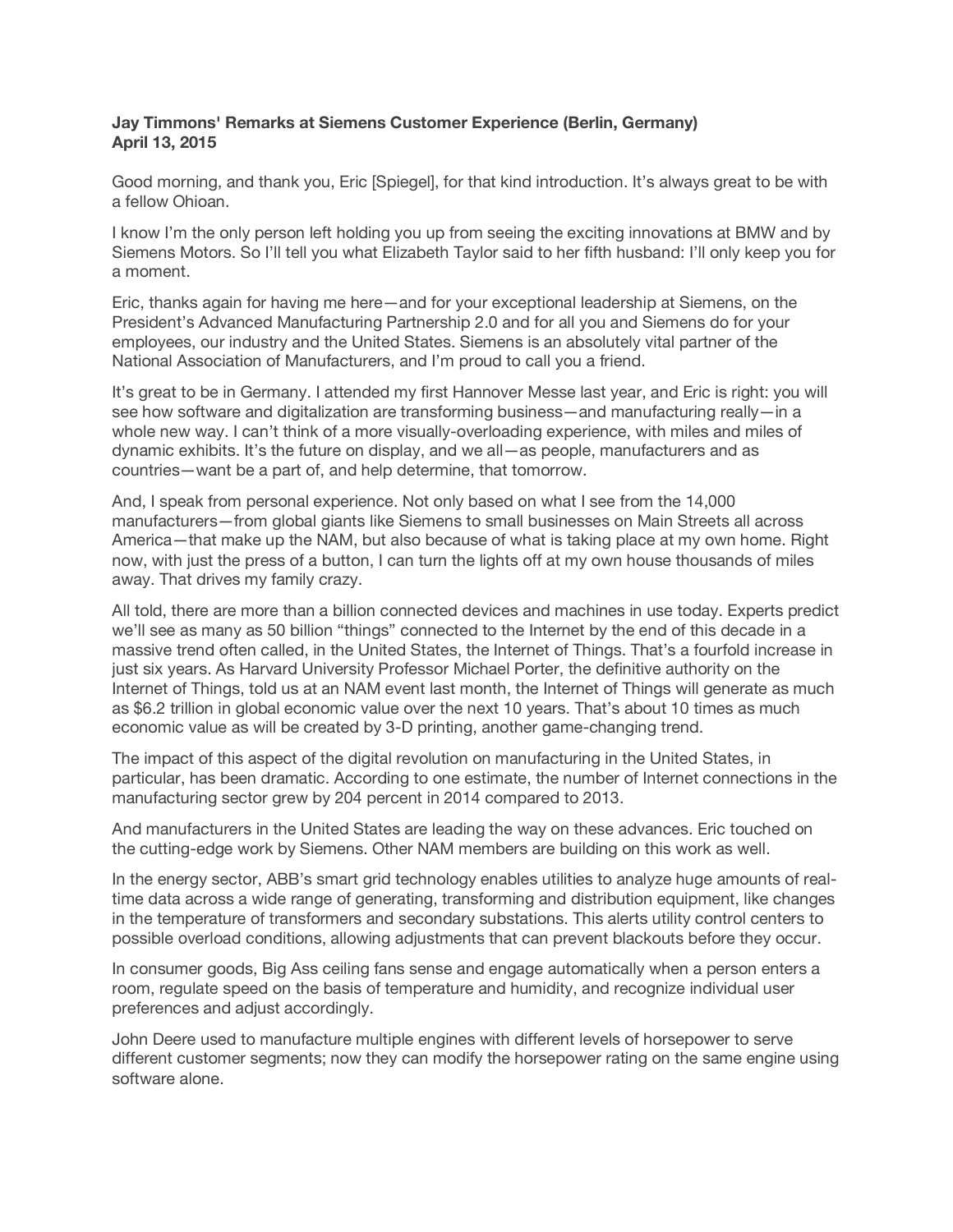**Jay Timmons' Remarks at Siemens Customer Experience (Berlin, Germany)**
**April 13, 2015**

Good morning, and thank you, Eric [Spiegel], for that kind introduction. It's always great to be with a fellow Ohioan.

I know I'm the only person left holding you up from seeing the exciting innovations at BMW and by Siemens Motors. So I'll tell you what Elizabeth Taylor said to her fifth husband: I'll only keep you for a moment.

Eric, thanks again for having me here—and for your exceptional leadership at Siemens, on the President's Advanced Manufacturing Partnership 2.0 and for all you and Siemens do for your employees, our industry and the United States. Siemens is an absolutely vital partner of the National Association of Manufacturers, and I'm proud to call you a friend.

It's great to be in Germany. I attended my first Hannover Messe last year, and Eric is right: you will see how software and digitalization are transforming business—and manufacturing really—in a whole new way. I can't think of a more visually-overloading experience, with miles and miles of dynamic exhibits. It's the future on display, and we all—as people, manufacturers and as countries—want be a part of, and help determine, that tomorrow.

And, I speak from personal experience. Not only based on what I see from the 14,000 manufacturers—from global giants like Siemens to small businesses on Main Streets all across America—that make up the NAM, but also because of what is taking place at my own home. Right now, with just the press of a button, I can turn the lights off at my own house thousands of miles away. That drives my family crazy.

All told, there are more than a billion connected devices and machines in use today. Experts predict we'll see as many as 50 billion "things" connected to the Internet by the end of this decade in a massive trend often called, in the United States, the Internet of Things. That's a fourfold increase in just six years. As Harvard University Professor Michael Porter, the definitive authority on the Internet of Things, told us at an NAM event last month, the Internet of Things will generate as much as $6.2 trillion in global economic value over the next 10 years. That's about 10 times as much economic value as will be created by 3-D printing, another game-changing trend.

The impact of this aspect of the digital revolution on manufacturing in the United States, in particular, has been dramatic. According to one estimate, the number of Internet connections in the manufacturing sector grew by 204 percent in 2014 compared to 2013.

And manufacturers in the United States are leading the way on these advances. Eric touched on the cutting-edge work by Siemens. Other NAM members are building on this work as well.

In the energy sector, ABB's smart grid technology enables utilities to analyze huge amounts of real-time data across a wide range of generating, transforming and distribution equipment, like changes in the temperature of transformers and secondary substations. This alerts utility control centers to possible overload conditions, allowing adjustments that can prevent blackouts before they occur.

In consumer goods, Big Ass ceiling fans sense and engage automatically when a person enters a room, regulate speed on the basis of temperature and humidity, and recognize individual user preferences and adjust accordingly.

John Deere used to manufacture multiple engines with different levels of horsepower to serve different customer segments; now they can modify the horsepower rating on the same engine using software alone.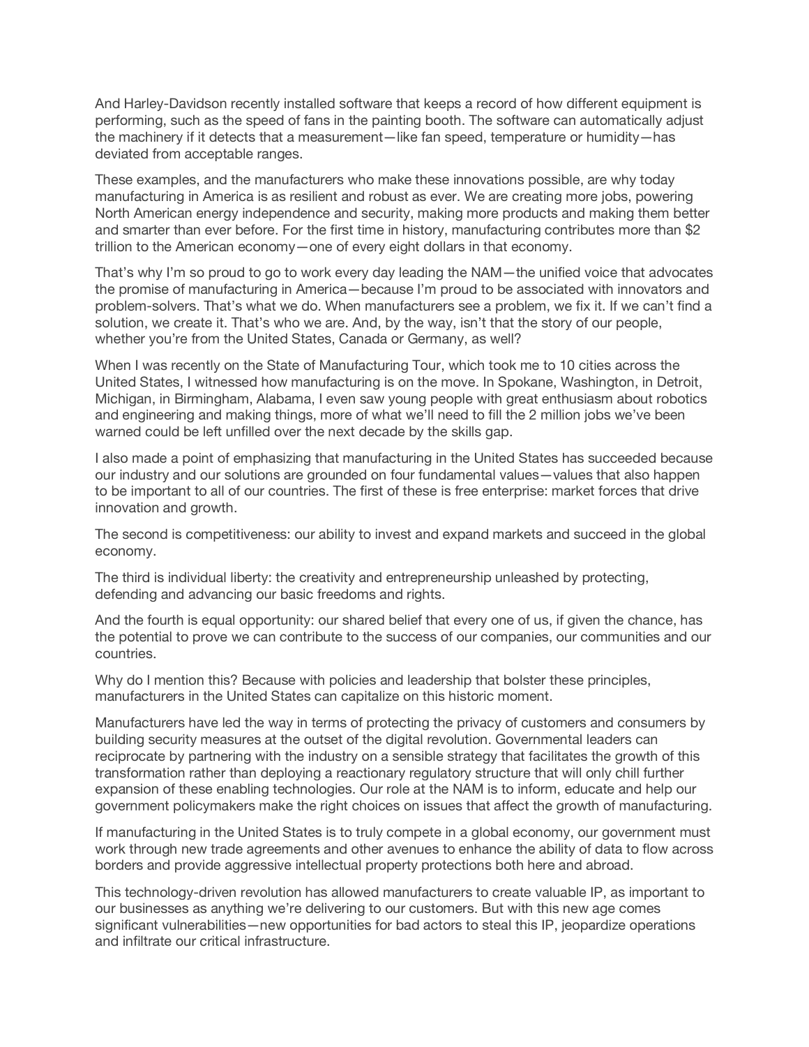And Harley-Davidson recently installed software that keeps a record of how different equipment is performing, such as the speed of fans in the painting booth. The software can automatically adjust the machinery if it detects that a measurement—like fan speed, temperature or humidity—has deviated from acceptable ranges.

These examples, and the manufacturers who make these innovations possible, are why today manufacturing in America is as resilient and robust as ever. We are creating more jobs, powering North American energy independence and security, making more products and making them better and smarter than ever before. For the first time in history, manufacturing contributes more than $2 trillion to the American economy—one of every eight dollars in that economy.

That's why I'm so proud to go to work every day leading the NAM—the unified voice that advocates the promise of manufacturing in America—because I'm proud to be associated with innovators and problem-solvers. That's what we do. When manufacturers see a problem, we fix it. If we can't find a solution, we create it. That's who we are. And, by the way, isn't that the story of our people, whether you're from the United States, Canada or Germany, as well?

When I was recently on the State of Manufacturing Tour, which took me to 10 cities across the United States, I witnessed how manufacturing is on the move. In Spokane, Washington, in Detroit, Michigan, in Birmingham, Alabama, I even saw young people with great enthusiasm about robotics and engineering and making things, more of what we'll need to fill the 2 million jobs we've been warned could be left unfilled over the next decade by the skills gap.

I also made a point of emphasizing that manufacturing in the United States has succeeded because our industry and our solutions are grounded on four fundamental values—values that also happen to be important to all of our countries. The first of these is free enterprise: market forces that drive innovation and growth.

The second is competitiveness: our ability to invest and expand markets and succeed in the global economy.

The third is individual liberty: the creativity and entrepreneurship unleashed by protecting, defending and advancing our basic freedoms and rights.

And the fourth is equal opportunity: our shared belief that every one of us, if given the chance, has the potential to prove we can contribute to the success of our companies, our communities and our countries.

Why do I mention this? Because with policies and leadership that bolster these principles, manufacturers in the United States can capitalize on this historic moment.

Manufacturers have led the way in terms of protecting the privacy of customers and consumers by building security measures at the outset of the digital revolution. Governmental leaders can reciprocate by partnering with the industry on a sensible strategy that facilitates the growth of this transformation rather than deploying a reactionary regulatory structure that will only chill further expansion of these enabling technologies. Our role at the NAM is to inform, educate and help our government policymakers make the right choices on issues that affect the growth of manufacturing.

If manufacturing in the United States is to truly compete in a global economy, our government must work through new trade agreements and other avenues to enhance the ability of data to flow across borders and provide aggressive intellectual property protections both here and abroad.

This technology-driven revolution has allowed manufacturers to create valuable IP, as important to our businesses as anything we're delivering to our customers. But with this new age comes significant vulnerabilities—new opportunities for bad actors to steal this IP, jeopardize operations and infiltrate our critical infrastructure.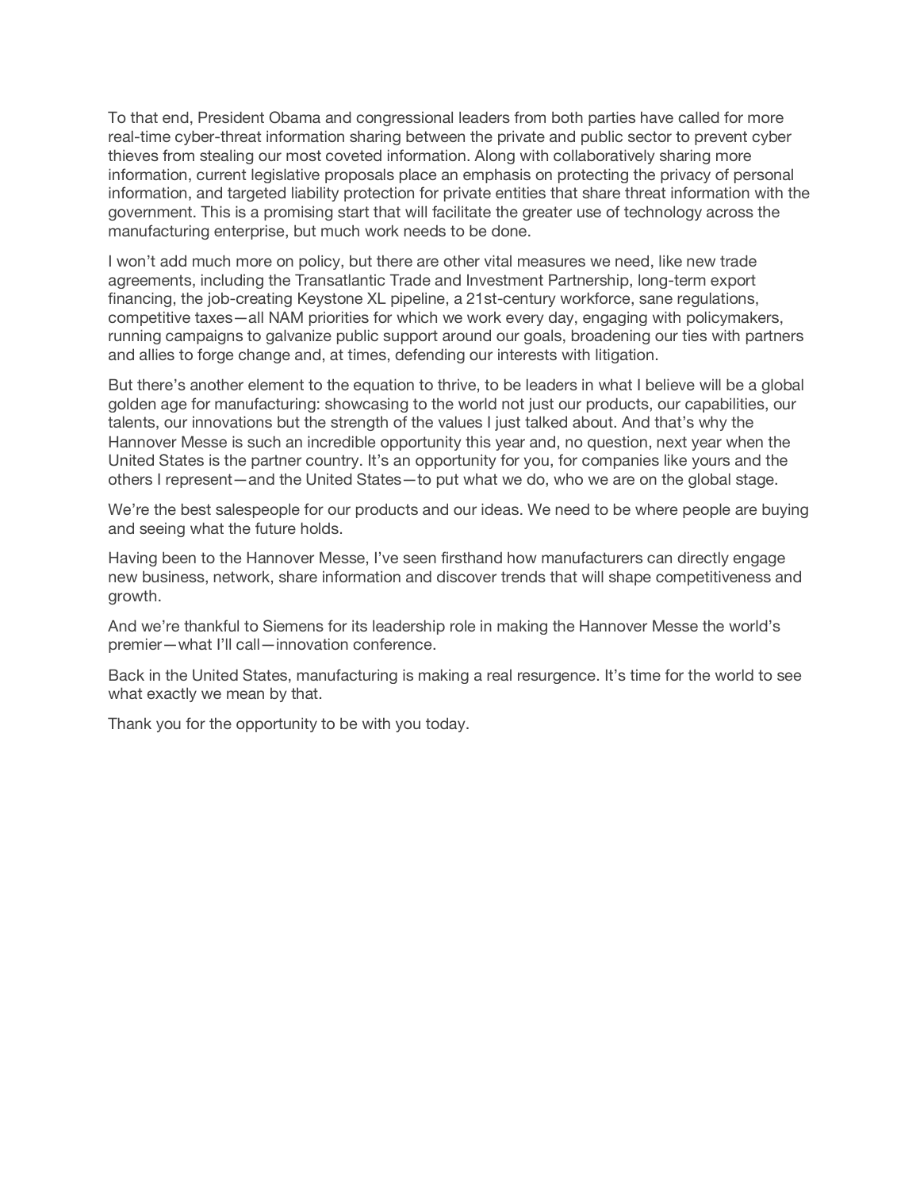To that end, President Obama and congressional leaders from both parties have called for more real-time cyber-threat information sharing between the private and public sector to prevent cyber thieves from stealing our most coveted information. Along with collaboratively sharing more information, current legislative proposals place an emphasis on protecting the privacy of personal information, and targeted liability protection for private entities that share threat information with the government. This is a promising start that will facilitate the greater use of technology across the manufacturing enterprise, but much work needs to be done.

I won't add much more on policy, but there are other vital measures we need, like new trade agreements, including the Transatlantic Trade and Investment Partnership, long-term export financing, the job-creating Keystone XL pipeline, a 21st-century workforce, sane regulations, competitive taxes—all NAM priorities for which we work every day, engaging with policymakers, running campaigns to galvanize public support around our goals, broadening our ties with partners and allies to forge change and, at times, defending our interests with litigation.

But there's another element to the equation to thrive, to be leaders in what I believe will be a global golden age for manufacturing: showcasing to the world not just our products, our capabilities, our talents, our innovations but the strength of the values I just talked about. And that's why the Hannover Messe is such an incredible opportunity this year and, no question, next year when the United States is the partner country. It's an opportunity for you, for companies like yours and the others I represent—and the United States—to put what we do, who we are on the global stage.

We're the best salespeople for our products and our ideas. We need to be where people are buying and seeing what the future holds.

Having been to the Hannover Messe, I've seen firsthand how manufacturers can directly engage new business, network, share information and discover trends that will shape competitiveness and growth.

And we're thankful to Siemens for its leadership role in making the Hannover Messe the world's premier—what I'll call—innovation conference.

Back in the United States, manufacturing is making a real resurgence. It's time for the world to see what exactly we mean by that.

Thank you for the opportunity to be with you today.